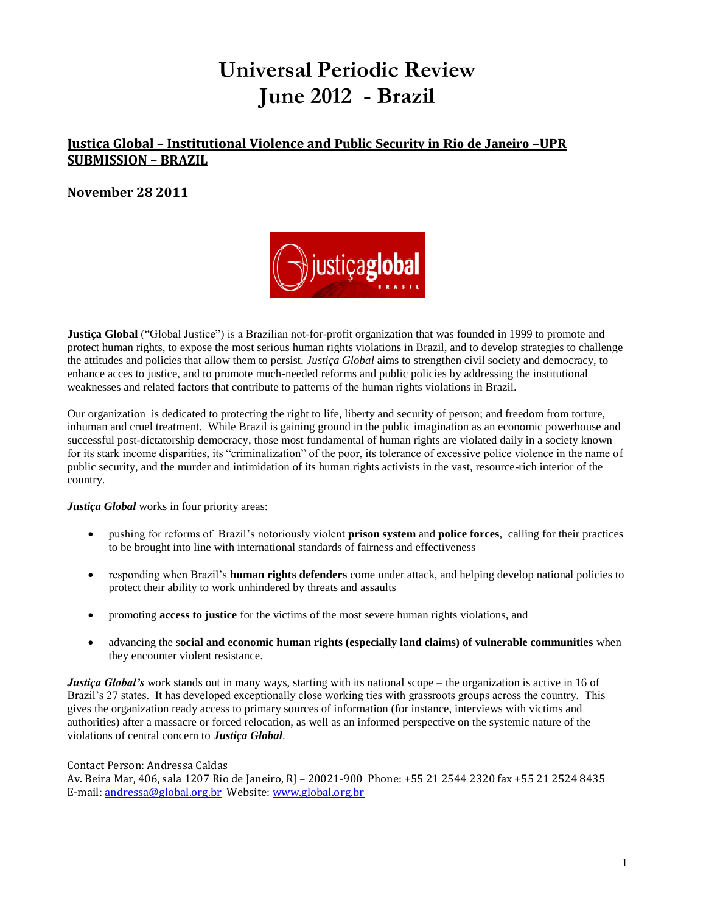# Universal Periodic Review
# June 2012 - Brazil

## Justiça Global – Institutional Violence and Public Security in Rio de Janeiro –UPR SUBMISSION – BRAZIL

### November 28 2011

**Justiça Global** ("Global Justice") is a Brazilian not-for-profit organization that was founded in 1999 to promote and protect human rights, to expose the most serious human rights violations in Brazil, and to develop strategies to challenge the attitudes and policies that allow them to persist. *Justiça Global* aims to strengthen civil society and democracy, to enhance acces to justice, and to promote much-needed reforms and public policies by addressing the institutional weaknesses and related factors that contribute to patterns of the human rights violations in Brazil.

Our organization is dedicated to protecting the right to life, liberty and security of person; and freedom from torture, inhuman and cruel treatment. While Brazil is gaining ground in the public imagination as an economic powerhouse and successful post-dictatorship democracy, those most fundamental of human rights are violated daily in a society known for its stark income disparities, its "criminalization" of the poor, its tolerance of excessive police violence in the name of public security, and the murder and intimidation of its human rights activists in the vast, resource-rich interior of the country.

***Justiça Global*** works in four priority areas:

- pushing for reforms of Brazil's notoriously violent **prison system** and **police forces**, calling for their practices to be brought into line with international standards of fairness and effectiveness
- responding when Brazil's **human rights defenders** come under attack, and helping develop national policies to protect their ability to work unhindered by threats and assaults
- promoting **access to justice** for the victims of the most severe human rights violations, and
- advancing the s**ocial and economic human rights (especially land claims) of vulnerable communities** when they encounter violent resistance.

***Justiça Global's*** work stands out in many ways, starting with its national scope – the organization is active in 16 of Brazil's 27 states. It has developed exceptionally close working ties with grassroots groups across the country. This gives the organization ready access to primary sources of information (for instance, interviews with victims and authorities) after a massacre or forced relocation, as well as an informed perspective on the systemic nature of the violations of central concern to ***Justiça Global***.

Contact Person: Andressa Caldas
Av. Beira Mar, 406, sala 1207 Rio de Janeiro, RJ – 20021-900 Phone: +55 21 2544 2320 fax +55 21 2524 8435
E-mail: andressa@global.org.br Website: www.global.org.br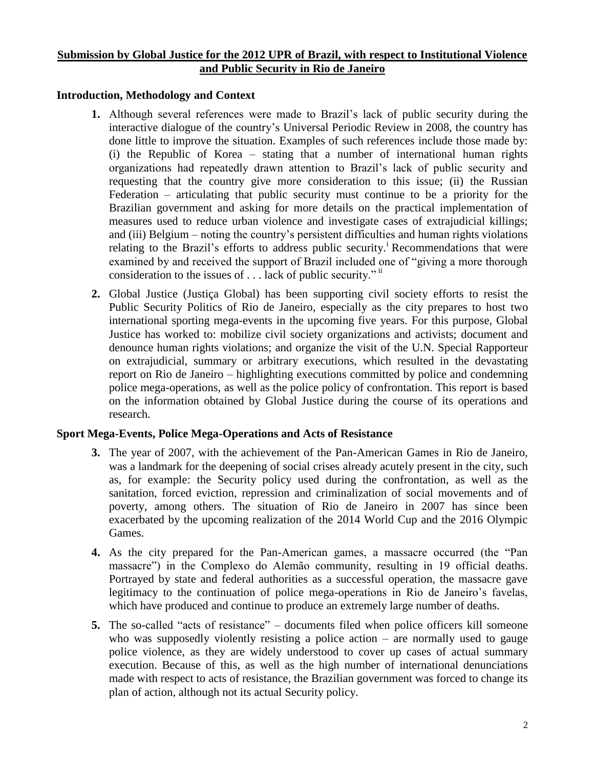**Submission by Global Justice for the 2012 UPR of Brazil, with respect to Institutional Violence and Public Security in Rio de Janeiro**

## Introduction, Methodology and Context

1. Although several references were made to Brazil's lack of public security during the interactive dialogue of the country's Universal Periodic Review in 2008, the country has done little to improve the situation. Examples of such references include those made by: (i) the Republic of Korea – stating that a number of international human rights organizations had repeatedly drawn attention to Brazil's lack of public security and requesting that the country give more consideration to this issue; (ii) the Russian Federation – articulating that public security must continue to be a priority for the Brazilian government and asking for more details on the practical implementation of measures used to reduce urban violence and investigate cases of extrajudicial killings; and (iii) Belgium – noting the country's persistent difficulties and human rights violations relating to the Brazil's efforts to address public security.[i] Recommendations that were examined by and received the support of Brazil included one of "giving a more thorough consideration to the issues of . . . lack of public security."[ii]

2. Global Justice (Justiça Global) has been supporting civil society efforts to resist the Public Security Politics of Rio de Janeiro, especially as the city prepares to host two international sporting mega-events in the upcoming five years. For this purpose, Global Justice has worked to: mobilize civil society organizations and activists; document and denounce human rights violations; and organize the visit of the U.N. Special Rapporteur on extrajudicial, summary or arbitrary executions, which resulted in the devastating report on Rio de Janeiro – highlighting executions committed by police and condemning police mega-operations, as well as the police policy of confrontation. This report is based on the information obtained by Global Justice during the course of its operations and research.

## Sport Mega-Events, Police Mega-Operations and Acts of Resistance

3. The year of 2007, with the achievement of the Pan-American Games in Rio de Janeiro, was a landmark for the deepening of social crises already acutely present in the city, such as, for example: the Security policy used during the confrontation, as well as the sanitation, forced eviction, repression and criminalization of social movements and of poverty, among others. The situation of Rio de Janeiro in 2007 has since been exacerbated by the upcoming realization of the 2014 World Cup and the 2016 Olympic Games.

4. As the city prepared for the Pan-American games, a massacre occurred (the "Pan massacre") in the Complexo do Alemão community, resulting in 19 official deaths. Portrayed by state and federal authorities as a successful operation, the massacre gave legitimacy to the continuation of police mega-operations in Rio de Janeiro's favelas, which have produced and continue to produce an extremely large number of deaths.

5. The so-called "acts of resistance" – documents filed when police officers kill someone who was supposedly violently resisting a police action – are normally used to gauge police violence, as they are widely understood to cover up cases of actual summary execution. Because of this, as well as the high number of international denunciations made with respect to acts of resistance, the Brazilian government was forced to change its plan of action, although not its actual Security policy.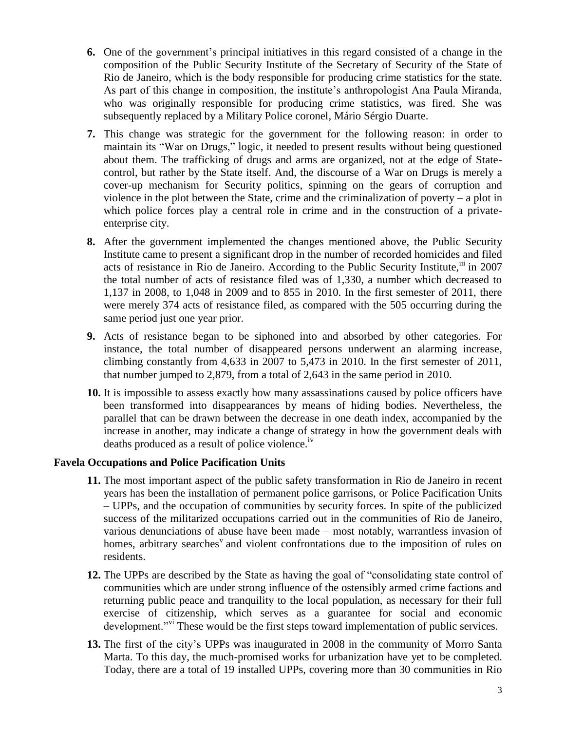6. One of the government's principal initiatives in this regard consisted of a change in the composition of the Public Security Institute of the Secretary of Security of the State of Rio de Janeiro, which is the body responsible for producing crime statistics for the state. As part of this change in composition, the institute's anthropologist Ana Paula Miranda, who was originally responsible for producing crime statistics, was fired. She was subsequently replaced by a Military Police coronel, Mário Sérgio Duarte.

7. This change was strategic for the government for the following reason: in order to maintain its "War on Drugs," logic, it needed to present results without being questioned about them. The trafficking of drugs and arms are organized, not at the edge of State-control, but rather by the State itself. And, the discourse of a War on Drugs is merely a cover-up mechanism for Security politics, spinning on the gears of corruption and violence in the plot between the State, crime and the criminalization of poverty – a plot in which police forces play a central role in crime and in the construction of a private-enterprise city.

8. After the government implemented the changes mentioned above, the Public Security Institute came to present a significant drop in the number of recorded homicides and filed acts of resistance in Rio de Janeiro. According to the Public Security Institute,[iii] in 2007 the total number of acts of resistance filed was of 1,330, a number which decreased to 1,137 in 2008, to 1,048 in 2009 and to 855 in 2010. In the first semester of 2011, there were merely 374 acts of resistance filed, as compared with the 505 occurring during the same period just one year prior.

9. Acts of resistance began to be siphoned into and absorbed by other categories. For instance, the total number of disappeared persons underwent an alarming increase, climbing constantly from 4,633 in 2007 to 5,473 in 2010. In the first semester of 2011, that number jumped to 2,879, from a total of 2,643 in the same period in 2010.

10. It is impossible to assess exactly how many assassinations caused by police officers have been transformed into disappearances by means of hiding bodies. Nevertheless, the parallel that can be drawn between the decrease in one death index, accompanied by the increase in another, may indicate a change of strategy in how the government deals with deaths produced as a result of police violence.[iv]

**Favela Occupations and Police Pacification Units**

11. The most important aspect of the public safety transformation in Rio de Janeiro in recent years has been the installation of permanent police garrisons, or Police Pacification Units – UPPs, and the occupation of communities by security forces. In spite of the publicized success of the militarized occupations carried out in the communities of Rio de Janeiro, various denunciations of abuse have been made – most notably, warrantless invasion of homes, arbitrary searches[v] and violent confrontations due to the imposition of rules on residents.

12. The UPPs are described by the State as having the goal of "consolidating state control of communities which are under strong influence of the ostensibly armed crime factions and returning public peace and tranquility to the local population, as necessary for their full exercise of citizenship, which serves as a guarantee for social and economic development."[vi] These would be the first steps toward implementation of public services.

13. The first of the city's UPPs was inaugurated in 2008 in the community of Morro Santa Marta. To this day, the much-promised works for urbanization have yet to be completed. Today, there are a total of 19 installed UPPs, covering more than 30 communities in Rio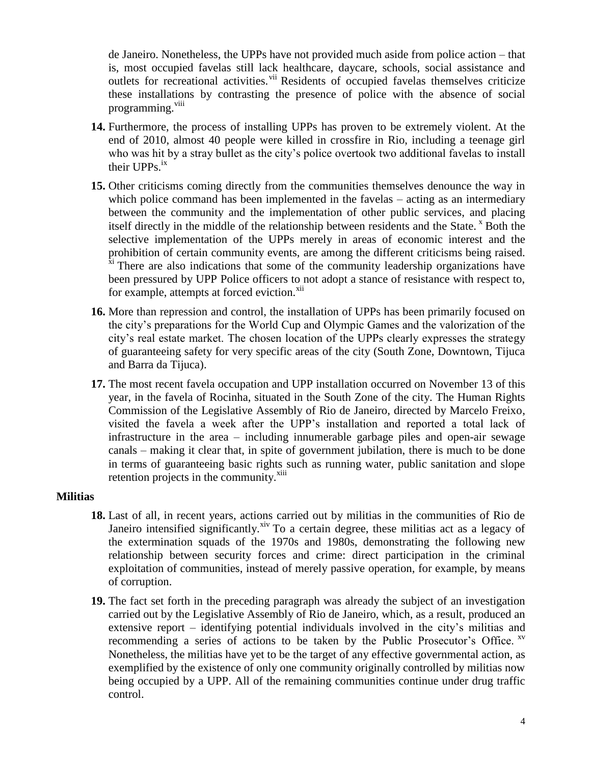de Janeiro. Nonetheless, the UPPs have not provided much aside from police action – that is, most occupied favelas still lack healthcare, daycare, schools, social assistance and outlets for recreational activities.[vii] Residents of occupied favelas themselves criticize these installations by contrasting the presence of police with the absence of social programming.[viii]

**14.** Furthermore, the process of installing UPPs has proven to be extremely violent. At the end of 2010, almost 40 people were killed in crossfire in Rio, including a teenage girl who was hit by a stray bullet as the city's police overtook two additional favelas to install their UPPs.[ix]

**15.** Other criticisms coming directly from the communities themselves denounce the way in which police command has been implemented in the favelas – acting as an intermediary between the community and the implementation of other public services, and placing itself directly in the middle of the relationship between residents and the State.[x] Both the selective implementation of the UPPs merely in areas of economic interest and the prohibition of certain community events, are among the different criticisms being raised.[xi] There are also indications that some of the community leadership organizations have been pressured by UPP Police officers to not adopt a stance of resistance with respect to, for example, attempts at forced eviction.[xii]

**16.** More than repression and control, the installation of UPPs has been primarily focused on the city's preparations for the World Cup and Olympic Games and the valorization of the city's real estate market. The chosen location of the UPPs clearly expresses the strategy of guaranteeing safety for very specific areas of the city (South Zone, Downtown, Tijuca and Barra da Tijuca).

**17.** The most recent favela occupation and UPP installation occurred on November 13 of this year, in the favela of Rocinha, situated in the South Zone of the city. The Human Rights Commission of the Legislative Assembly of Rio de Janeiro, directed by Marcelo Freixo, visited the favela a week after the UPP's installation and reported a total lack of infrastructure in the area – including innumerable garbage piles and open-air sewage canals – making it clear that, in spite of government jubilation, there is much to be done in terms of guaranteeing basic rights such as running water, public sanitation and slope retention projects in the community.[xiii]

### Militias

**18.** Last of all, in recent years, actions carried out by militias in the communities of Rio de Janeiro intensified significantly.[xiv] To a certain degree, these militias act as a legacy of the extermination squads of the 1970s and 1980s, demonstrating the following new relationship between security forces and crime: direct participation in the criminal exploitation of communities, instead of merely passive operation, for example, by means of corruption.

**19.** The fact set forth in the preceding paragraph was already the subject of an investigation carried out by the Legislative Assembly of Rio de Janeiro, which, as a result, produced an extensive report – identifying potential individuals involved in the city's militias and recommending a series of actions to be taken by the Public Prosecutor's Office.[xv] Nonetheless, the militias have yet to be the target of any effective governmental action, as exemplified by the existence of only one community originally controlled by militias now being occupied by a UPP. All of the remaining communities continue under drug traffic control.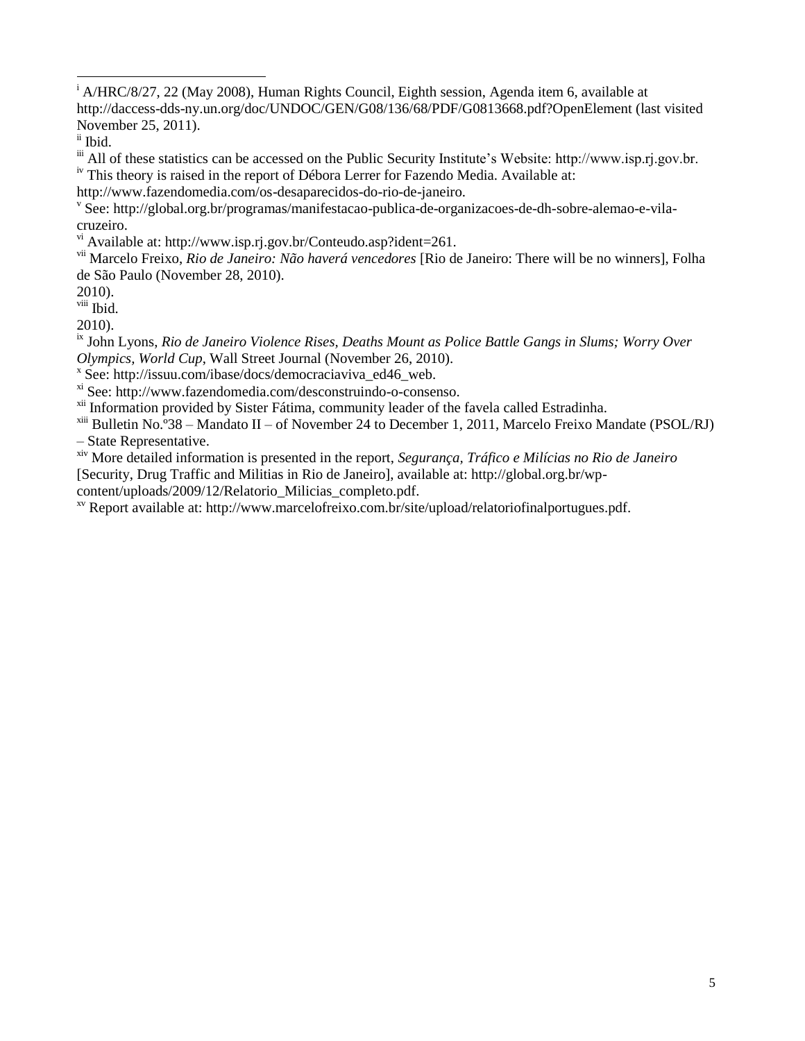[i] A/HRC/8/27, 22 (May 2008), Human Rights Council, Eighth session, Agenda item 6, available at http://daccess-dds-ny.un.org/doc/UNDOC/GEN/G08/136/68/PDF/G0813668.pdf?OpenElement (last visited November 25, 2011).

[ii] Ibid.

[iii] All of these statistics can be accessed on the Public Security Institute's Website: http://www.isp.rj.gov.br.

[iv] This theory is raised in the report of Débora Lerrer for Fazendo Media. Available at: http://www.fazendomedia.com/os-desaparecidos-do-rio-de-janeiro.

[v] See: http://global.org.br/programas/manifestacao-publica-de-organizacoes-de-dh-sobre-alemao-e-vila-cruzeiro.

[vi] Available at: http://www.isp.rj.gov.br/Conteudo.asp?ident=261.

[vii] Marcelo Freixo, *Rio de Janeiro: Não haverá vencedores* [Rio de Janeiro: There will be no winners], Folha de São Paulo (November 28, 2010).
2010).

[viii] Ibid.
2010).

[ix] John Lyons, *Rio de Janeiro Violence Rises, Deaths Mount as Police Battle Gangs in Slums; Worry Over Olympics, World Cup,* Wall Street Journal (November 26, 2010).

[x] See: http://issuu.com/ibase/docs/democraciaviva_ed46_web.

[xi] See: http://www.fazendomedia.com/desconstruindo-o-consenso.

[xii] Information provided by Sister Fátima, community leader of the favela called Estradinha.

[xiii] Bulletin No.º38 – Mandato II – of November 24 to December 1, 2011, Marcelo Freixo Mandate (PSOL/RJ) – State Representative.

[xiv] More detailed information is presented in the report, *Segurança, Tráfico e Milícias no Rio de Janeiro* [Security, Drug Traffic and Militias in Rio de Janeiro], available at: http://global.org.br/wp-content/uploads/2009/12/Relatorio_Milicias_completo.pdf.

[xv] Report available at: http://www.marcelofreixo.com.br/site/upload/relatoriofinalportugues.pdf.